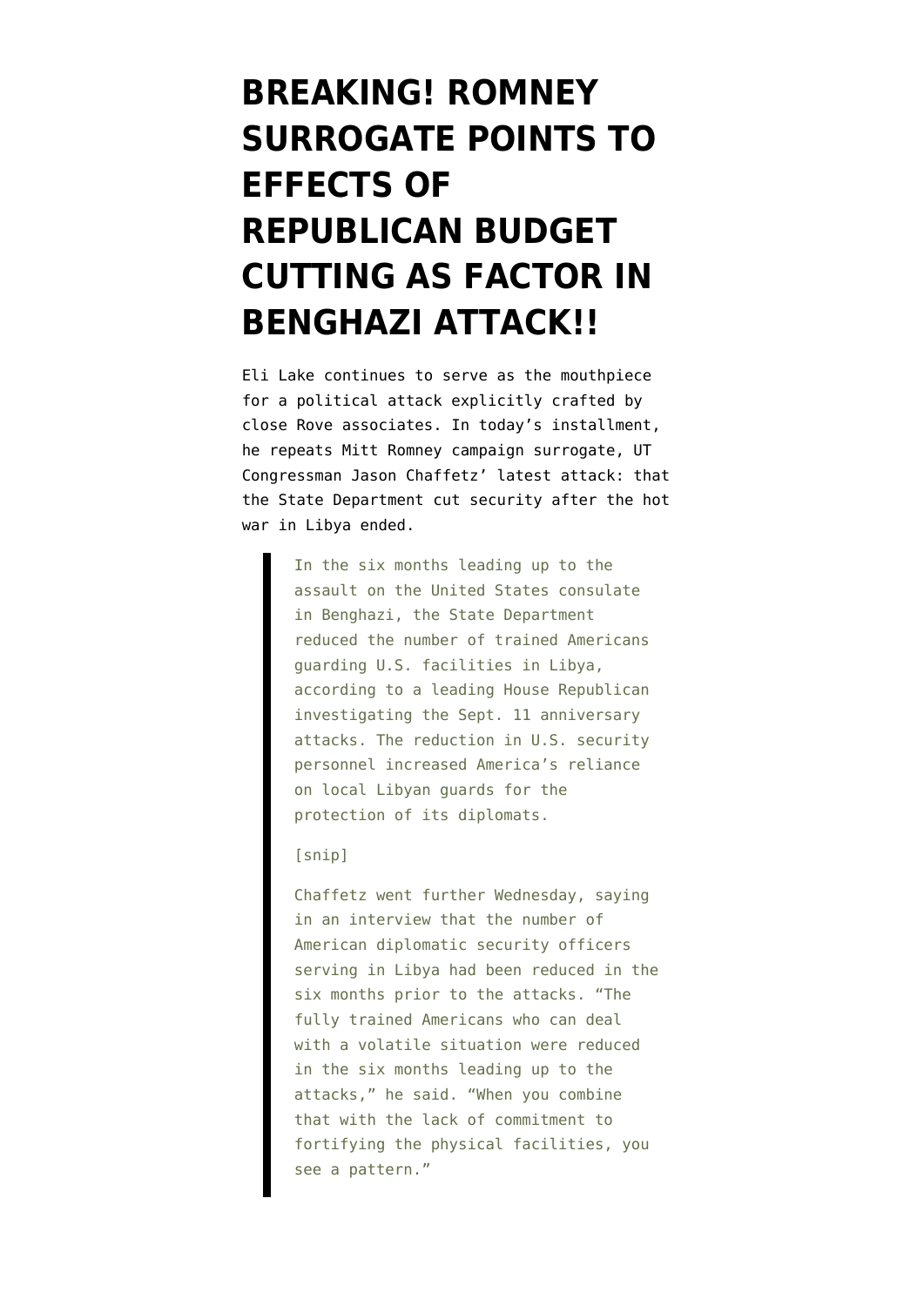# BREAKING! ROMNEY SURROGATE POINTS TO EFFECTS OF REPUBLICAN BUDGET CUTTING AS FACTOR IN BENGHAZI ATTACK!!

Eli Lake continues to serve as the mouthpiece for a political attack explicitly crafted by close Rove associates. In today's installment, he repeats Mitt Romney campaign surrogate, UT Congressman Jason Chaffetz' latest attack: that the State Department cut security after the hot war in Libya ended.

> In the six months leading up to the assault on the United States consulate in Benghazi, the State Department reduced the number of trained Americans guarding U.S. facilities in Libya, according to a leading House Republican investigating the Sept. 11 anniversary attacks. The reduction in U.S. security personnel increased America's reliance on local Libyan guards for the protection of its diplomats.
>
> [snip]
>
> Chaffetz went further Wednesday, saying in an interview that the number of American diplomatic security officers serving in Libya had been reduced in the six months prior to the attacks. "The fully trained Americans who can deal with a volatile situation were reduced in the six months leading up to the attacks," he said. "When you combine that with the lack of commitment to fortifying the physical facilities, you see a pattern."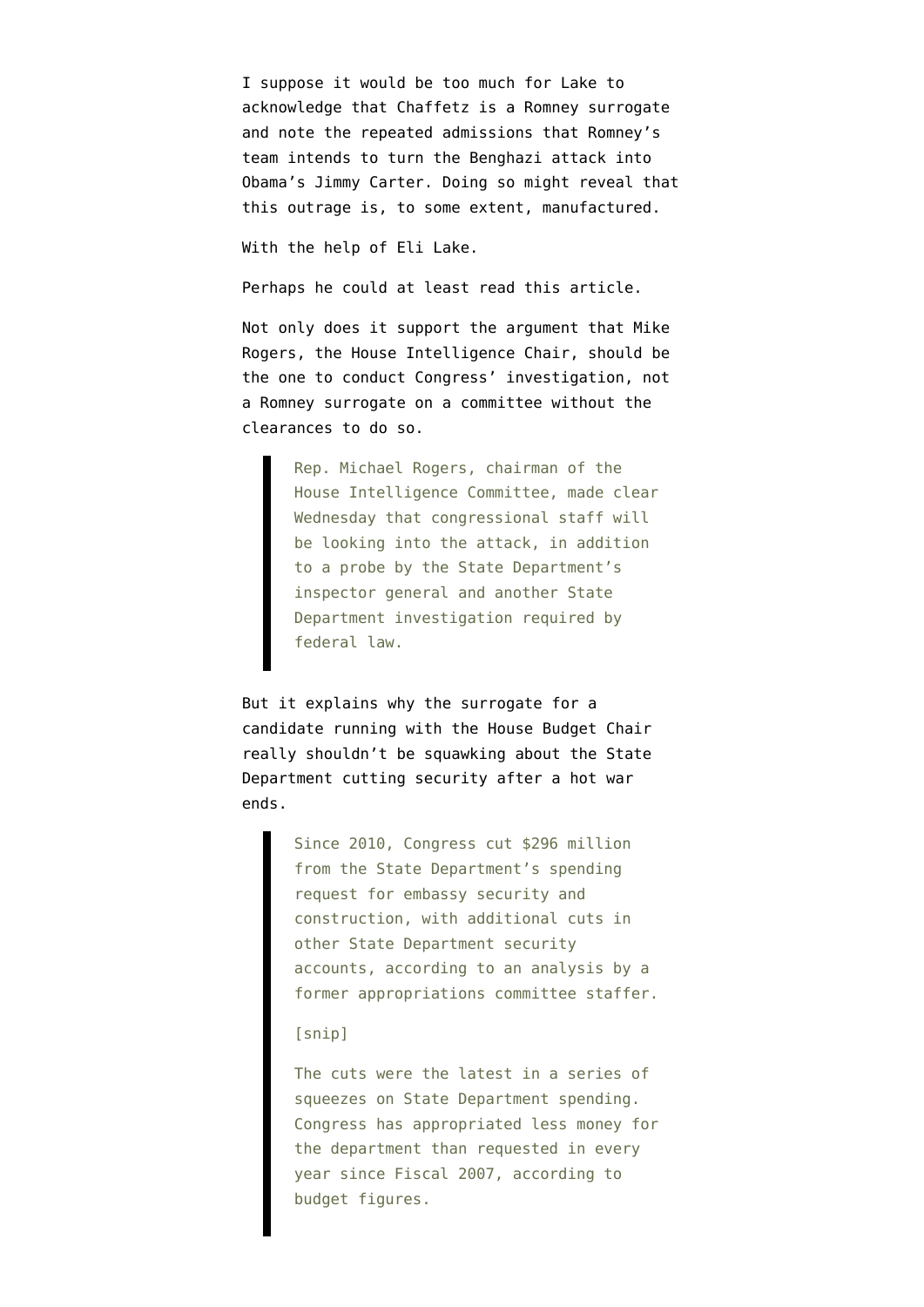I suppose it would be too much for Lake to acknowledge that Chaffetz is a Romney surrogate and note the repeated admissions that Romney's team intends to turn the Benghazi attack into Obama's Jimmy Carter. Doing so might reveal that this outrage is, to some extent, manufactured.

With the help of Eli Lake.

Perhaps he could at least read this article.

Not only does it support the argument that Mike Rogers, the House Intelligence Chair, should be the one to conduct Congress' investigation, not a Romney surrogate on a committee without the clearances to do so.

> Rep. Michael Rogers, chairman of the House Intelligence Committee, made clear Wednesday that congressional staff will be looking into the attack, in addition to a probe by the State Department's inspector general and another State Department investigation required by federal law.

But it explains why the surrogate for a candidate running with the House Budget Chair really shouldn't be squawking about the State Department cutting security after a hot war ends.

> Since 2010, Congress cut $296 million from the State Department's spending request for embassy security and construction, with additional cuts in other State Department security accounts, according to an analysis by a former appropriations committee staffer.
>
> [snip]
>
> The cuts were the latest in a series of squeezes on State Department spending. Congress has appropriated less money for the department than requested in every year since Fiscal 2007, according to budget figures.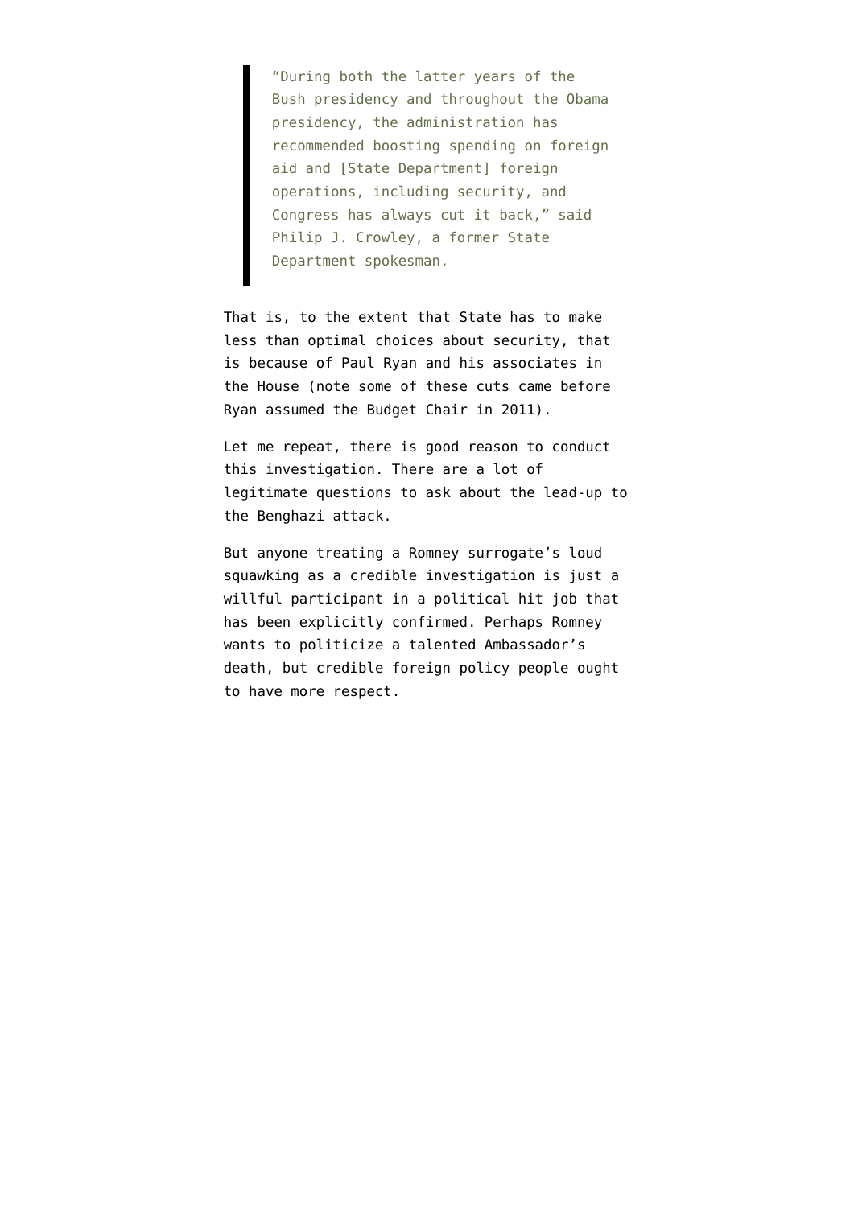> "During both the latter years of the Bush presidency and throughout the Obama presidency, the administration has recommended boosting spending on foreign aid and [State Department] foreign operations, including security, and Congress has always cut it back," said Philip J. Crowley, a former State Department spokesman.

That is, to the extent that State has to make less than optimal choices about security, that is because of Paul Ryan and his associates in the House (note some of these cuts came before Ryan assumed the Budget Chair in 2011).

Let me repeat, there is good reason to conduct this investigation. There are a lot of legitimate questions to ask about the lead-up to the Benghazi attack.

But anyone treating a Romney surrogate's loud squawking as a credible investigation is just a willful participant in a political hit job that has been explicitly confirmed. Perhaps Romney wants to politicize a talented Ambassador's death, but credible foreign policy people ought to have more respect.